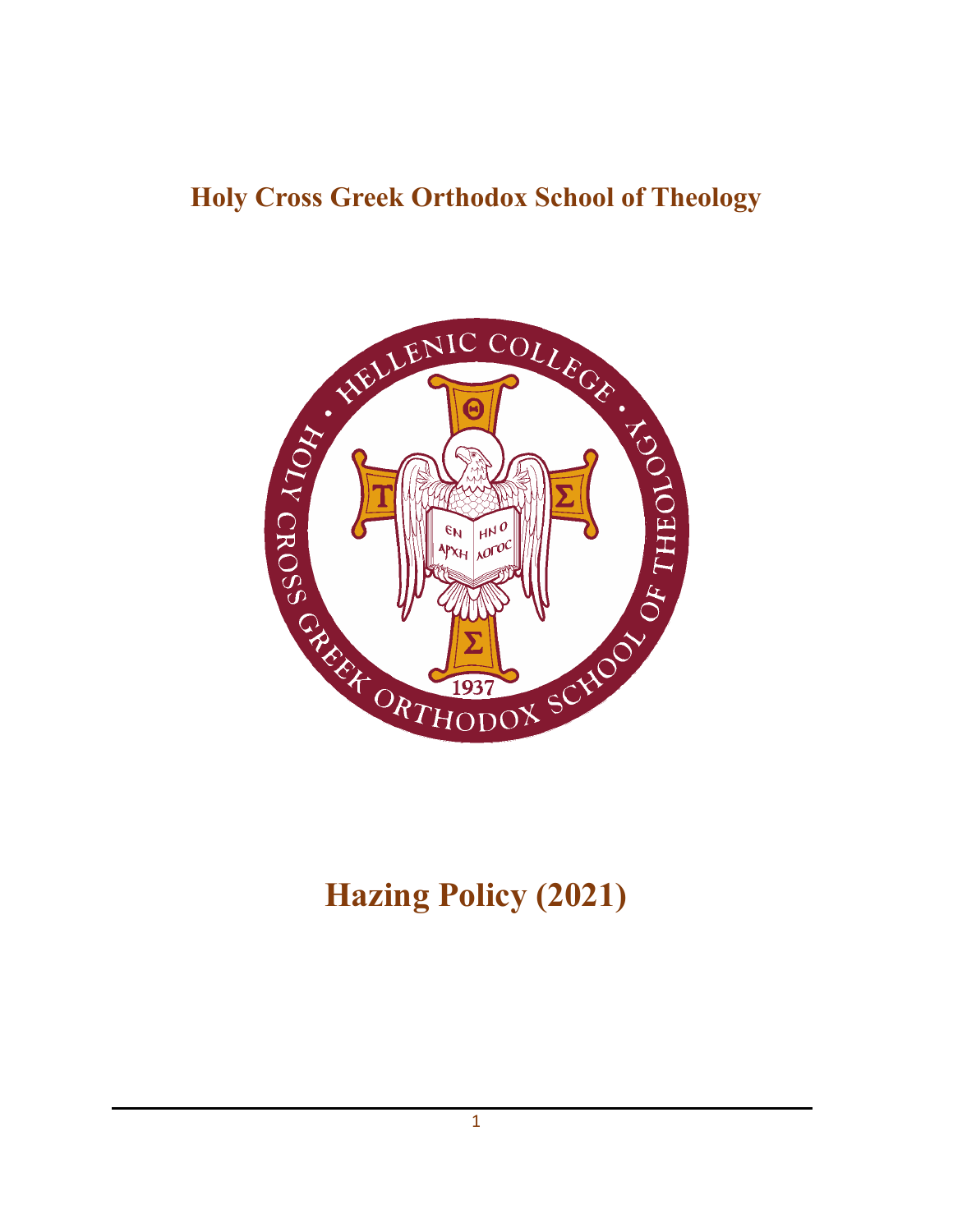# Holy Cross Greek Orthodox School of Theology

# Hazing Policy (2021)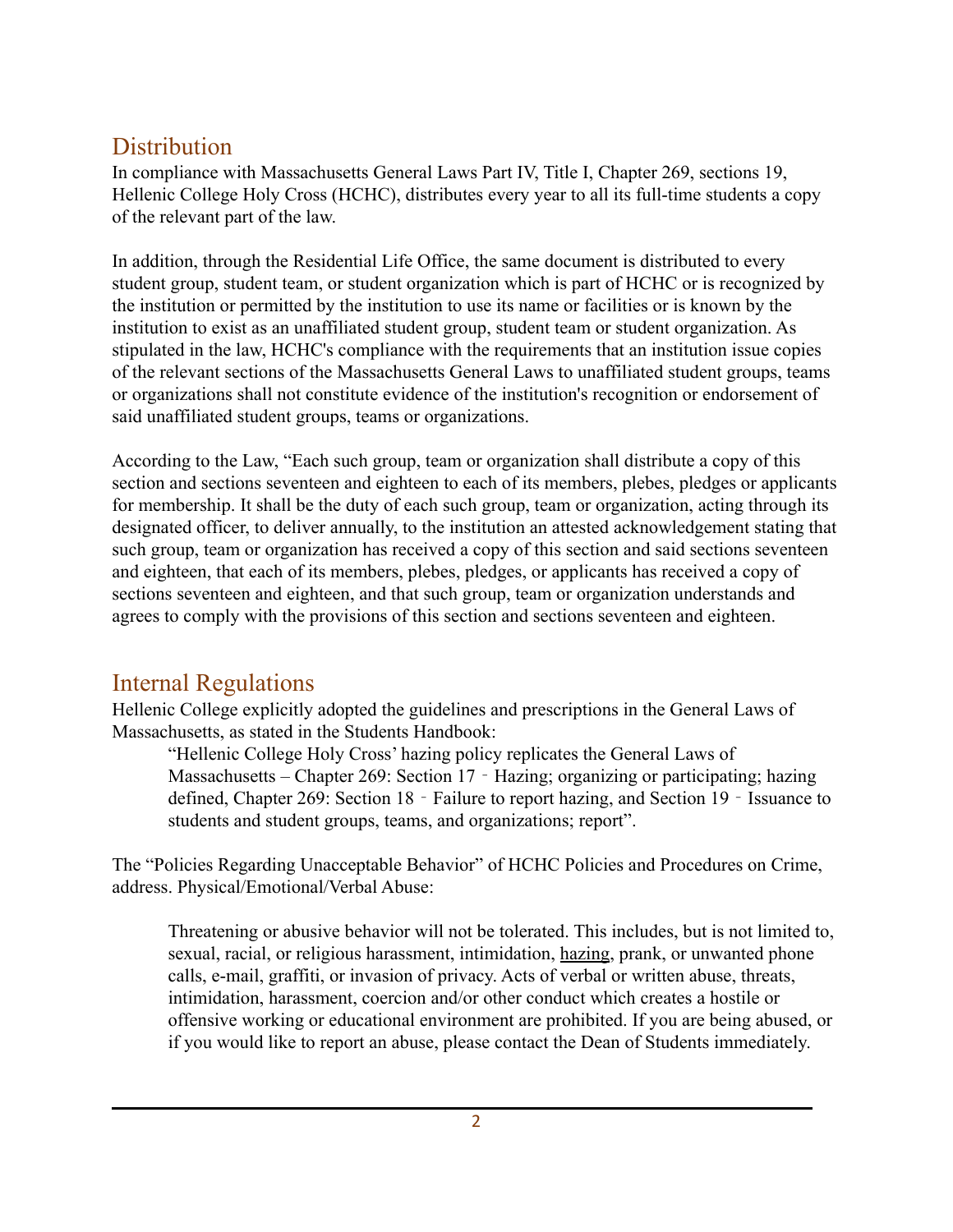## Distribution

In compliance with Massachusetts General Laws Part IV, Title I, Chapter 269, sections 19, Hellenic College Holy Cross (HCHC), distributes every year to all its full-time students a copy of the relevant part of the law.

In addition, through the Residential Life Office, the same document is distributed to every student group, student team, or student organization which is part of HCHC or is recognized by the institution or permitted by the institution to use its name or facilities or is known by the institution to exist as an unaffiliated student group, student team or student organization. As stipulated in the law, HCHC's compliance with the requirements that an institution issue copies of the relevant sections of the Massachusetts General Laws to unaffiliated student groups, teams or organizations shall not constitute evidence of the institution's recognition or endorsement of said unaffiliated student groups, teams or organizations.

According to the Law, "Each such group, team or organization shall distribute a copy of this section and sections seventeen and eighteen to each of its members, plebes, pledges or applicants for membership. It shall be the duty of each such group, team or organization, acting through its designated officer, to deliver annually, to the institution an attested acknowledgement stating that such group, team or organization has received a copy of this section and said sections seventeen and eighteen, that each of its members, plebes, pledges, or applicants has received a copy of sections seventeen and eighteen, and that such group, team or organization understands and agrees to comply with the provisions of this section and sections seventeen and eighteen.

## Internal Regulations

Hellenic College explicitly adopted the guidelines and prescriptions in the General Laws of Massachusetts, as stated in the Students Handbook:

> "Hellenic College Holy Cross' hazing policy replicates the General Laws of Massachusetts – Chapter 269: Section 17 ‐ Hazing; organizing or participating; hazing defined, Chapter 269: Section 18 ‐ Failure to report hazing, and Section 19 ‐ Issuance to students and student groups, teams, and organizations; report".

The "Policies Regarding Unacceptable Behavior" of HCHC Policies and Procedures on Crime, address. Physical/Emotional/Verbal Abuse:

> Threatening or abusive behavior will not be tolerated. This includes, but is not limited to, sexual, racial, or religious harassment, intimidation, hazing, prank, or unwanted phone calls, e-mail, graffiti, or invasion of privacy. Acts of verbal or written abuse, threats, intimidation, harassment, coercion and/or other conduct which creates a hostile or offensive working or educational environment are prohibited. If you are being abused, or if you would like to report an abuse, please contact the Dean of Students immediately.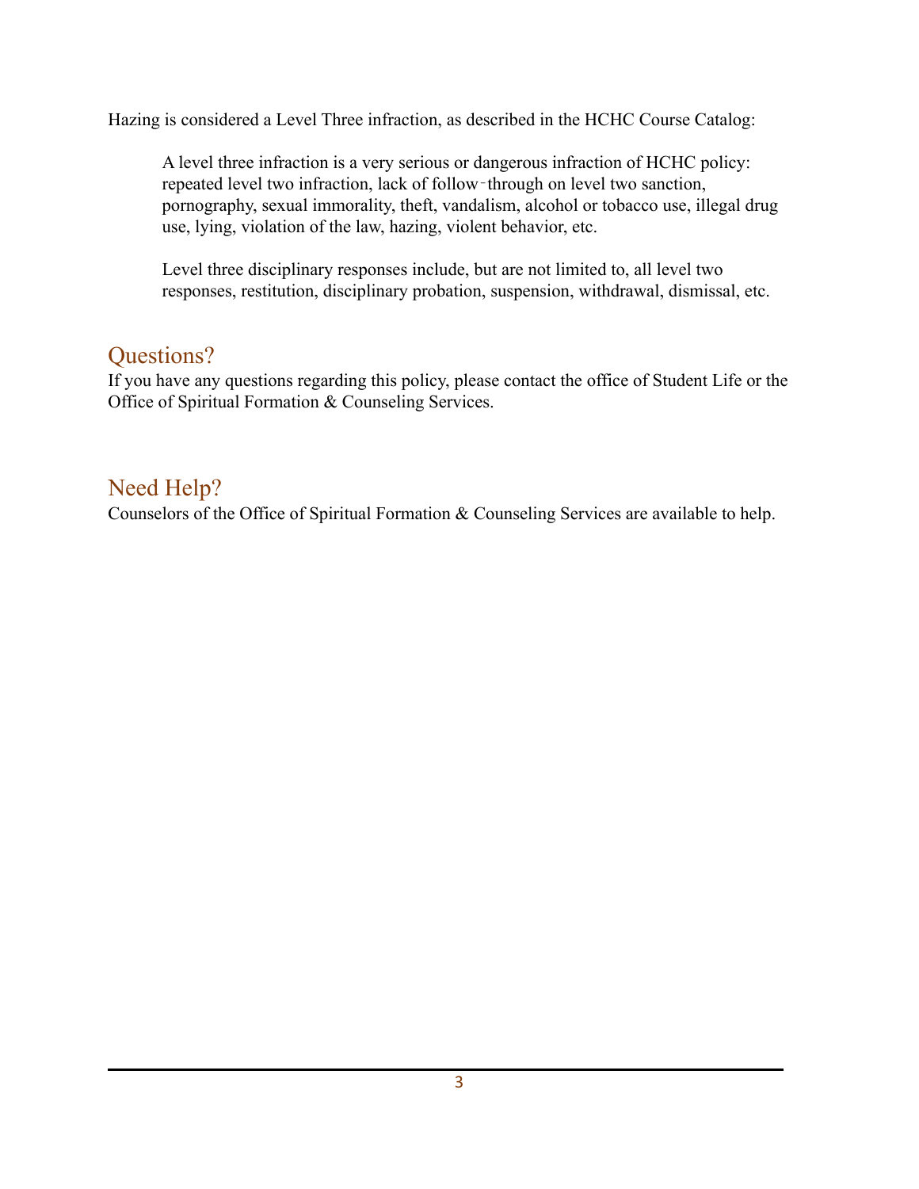Hazing is considered a Level Three infraction, as described in the HCHC Course Catalog:

> A level three infraction is a very serious or dangerous infraction of HCHC policy: repeated level two infraction, lack of follow‑through on level two sanction, pornography, sexual immorality, theft, vandalism, alcohol or tobacco use, illegal drug use, lying, violation of the law, hazing, violent behavior, etc.
>
> Level three disciplinary responses include, but are not limited to, all level two responses, restitution, disciplinary probation, suspension, withdrawal, dismissal, etc.

## Questions?

If you have any questions regarding this policy, please contact the office of Student Life or the Office of Spiritual Formation & Counseling Services.

## Need Help?

Counselors of the Office of Spiritual Formation & Counseling Services are available to help.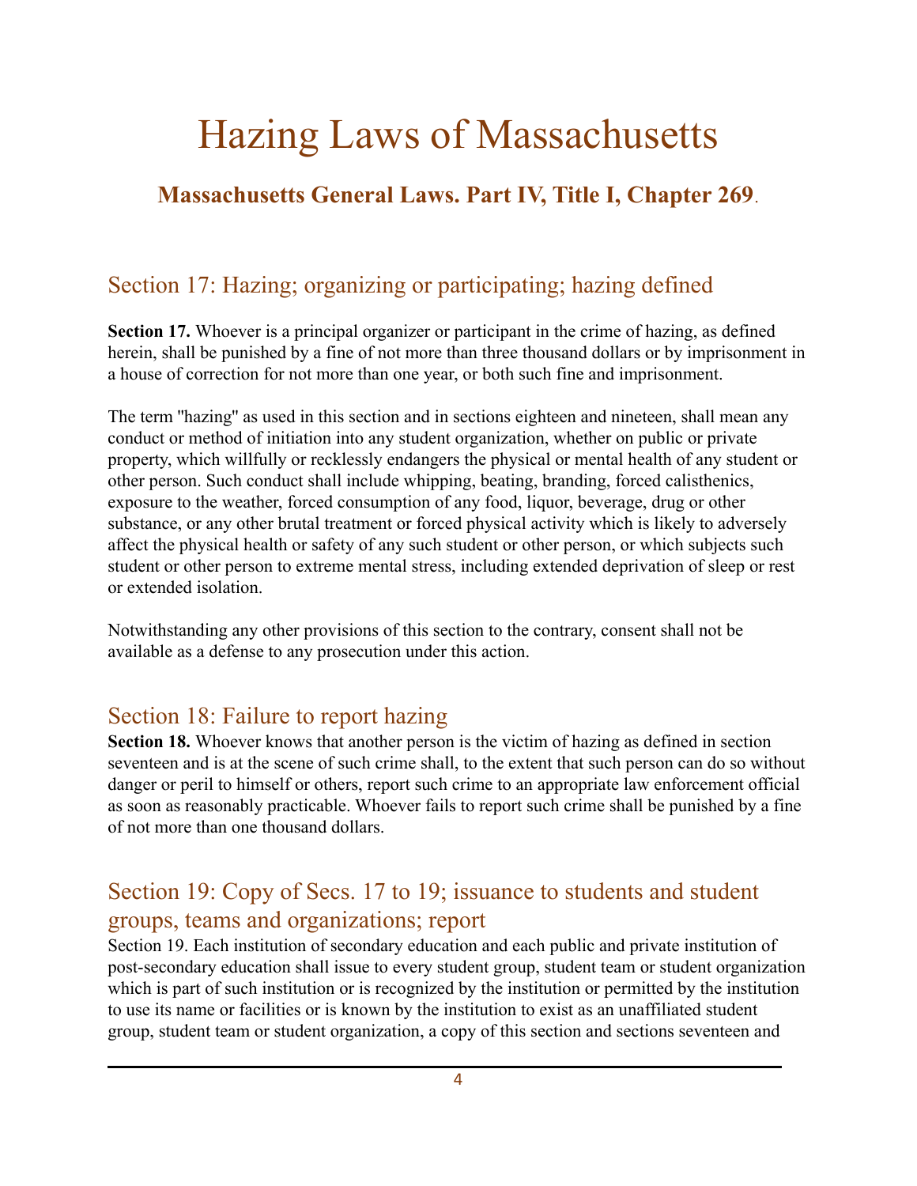# Hazing Laws of Massachusetts

### Massachusetts General Laws. Part IV, Title I, Chapter 269.

## Section 17: Hazing; organizing or participating; hazing defined

**Section 17.** Whoever is a principal organizer or participant in the crime of hazing, as defined herein, shall be punished by a fine of not more than three thousand dollars or by imprisonment in a house of correction for not more than one year, or both such fine and imprisonment.

The term "hazing" as used in this section and in sections eighteen and nineteen, shall mean any conduct or method of initiation into any student organization, whether on public or private property, which willfully or recklessly endangers the physical or mental health of any student or other person. Such conduct shall include whipping, beating, branding, forced calisthenics, exposure to the weather, forced consumption of any food, liquor, beverage, drug or other substance, or any other brutal treatment or forced physical activity which is likely to adversely affect the physical health or safety of any such student or other person, or which subjects such student or other person to extreme mental stress, including extended deprivation of sleep or rest or extended isolation.

Notwithstanding any other provisions of this section to the contrary, consent shall not be available as a defense to any prosecution under this action.

## Section 18: Failure to report hazing

**Section 18.** Whoever knows that another person is the victim of hazing as defined in section seventeen and is at the scene of such crime shall, to the extent that such person can do so without danger or peril to himself or others, report such crime to an appropriate law enforcement official as soon as reasonably practicable. Whoever fails to report such crime shall be punished by a fine of not more than one thousand dollars.

## Section 19: Copy of Secs. 17 to 19; issuance to students and student groups, teams and organizations; report

Section 19. Each institution of secondary education and each public and private institution of post-secondary education shall issue to every student group, student team or student organization which is part of such institution or is recognized by the institution or permitted by the institution to use its name or facilities or is known by the institution to exist as an unaffiliated student group, student team or student organization, a copy of this section and sections seventeen and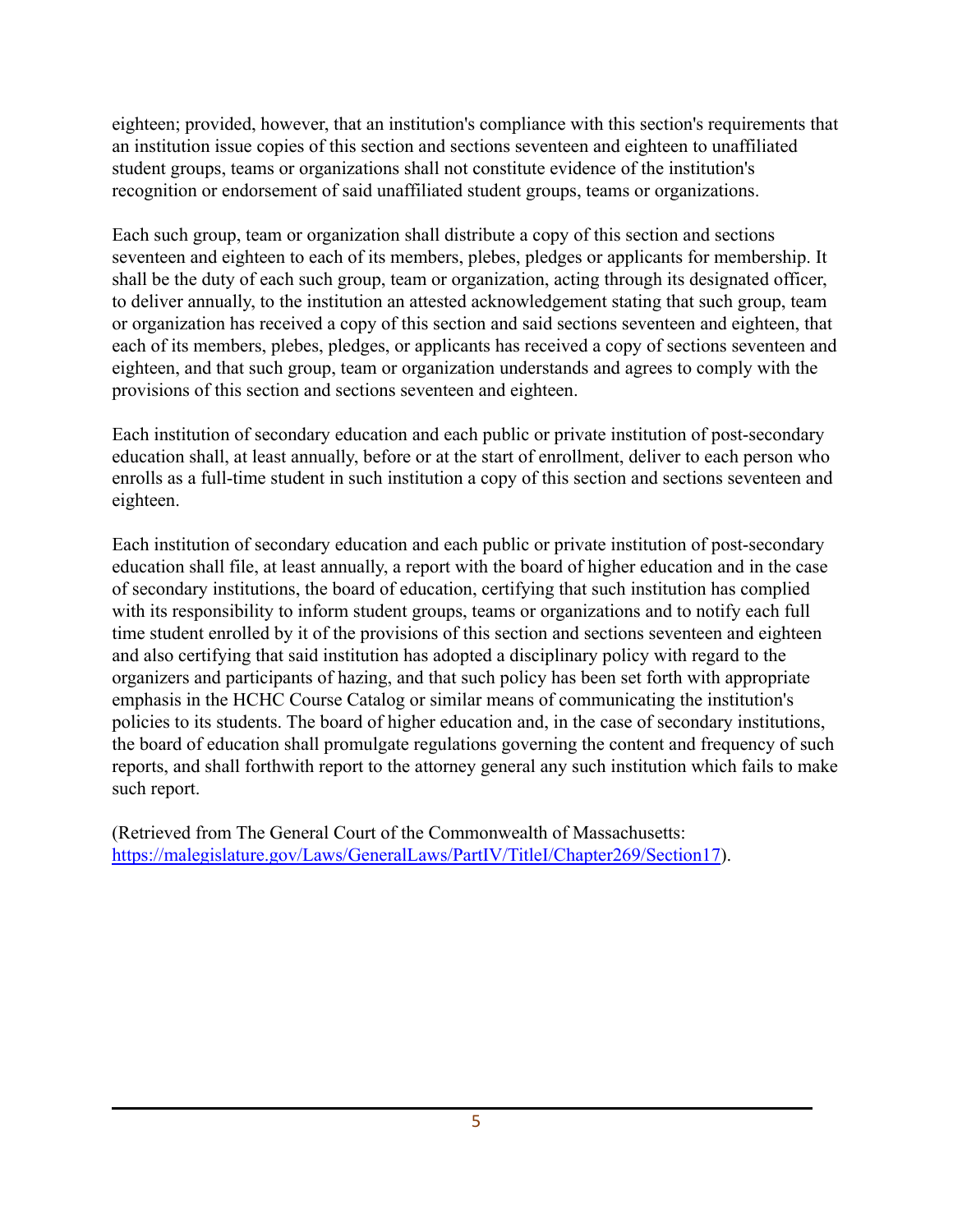eighteen; provided, however, that an institution's compliance with this section's requirements that an institution issue copies of this section and sections seventeen and eighteen to unaffiliated student groups, teams or organizations shall not constitute evidence of the institution's recognition or endorsement of said unaffiliated student groups, teams or organizations.

Each such group, team or organization shall distribute a copy of this section and sections seventeen and eighteen to each of its members, plebes, pledges or applicants for membership. It shall be the duty of each such group, team or organization, acting through its designated officer, to deliver annually, to the institution an attested acknowledgement stating that such group, team or organization has received a copy of this section and said sections seventeen and eighteen, that each of its members, plebes, pledges, or applicants has received a copy of sections seventeen and eighteen, and that such group, team or organization understands and agrees to comply with the provisions of this section and sections seventeen and eighteen.

Each institution of secondary education and each public or private institution of post-secondary education shall, at least annually, before or at the start of enrollment, deliver to each person who enrolls as a full-time student in such institution a copy of this section and sections seventeen and eighteen.

Each institution of secondary education and each public or private institution of post-secondary education shall file, at least annually, a report with the board of higher education and in the case of secondary institutions, the board of education, certifying that such institution has complied with its responsibility to inform student groups, teams or organizations and to notify each full time student enrolled by it of the provisions of this section and sections seventeen and eighteen and also certifying that said institution has adopted a disciplinary policy with regard to the organizers and participants of hazing, and that such policy has been set forth with appropriate emphasis in the HCHC Course Catalog or similar means of communicating the institution's policies to its students. The board of higher education and, in the case of secondary institutions, the board of education shall promulgate regulations governing the content and frequency of such reports, and shall forthwith report to the attorney general any such institution which fails to make such report.

(Retrieved from The General Court of the Commonwealth of Massachusetts: https://malegislature.gov/Laws/GeneralLaws/PartIV/TitleI/Chapter269/Section17).